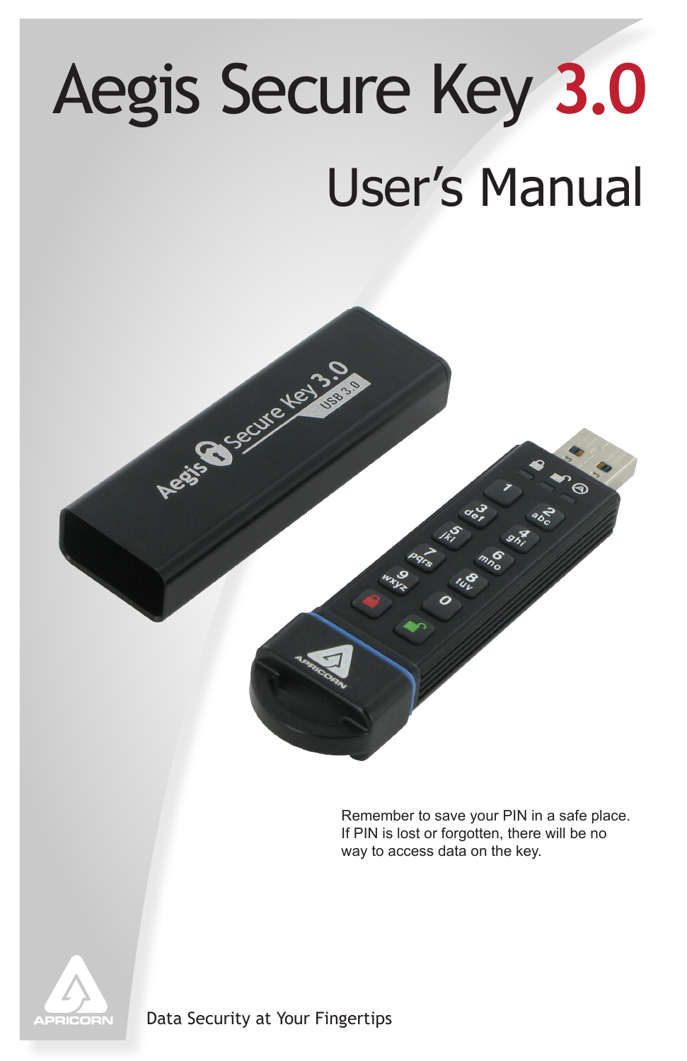# Aegis Secure Key 3.0

## User's Manual

Remember to save your PIN in a safe place. If PIN is lost or forgotten, there will be no way to access data on the key.

APRICORN

Data Security at Your Fingertips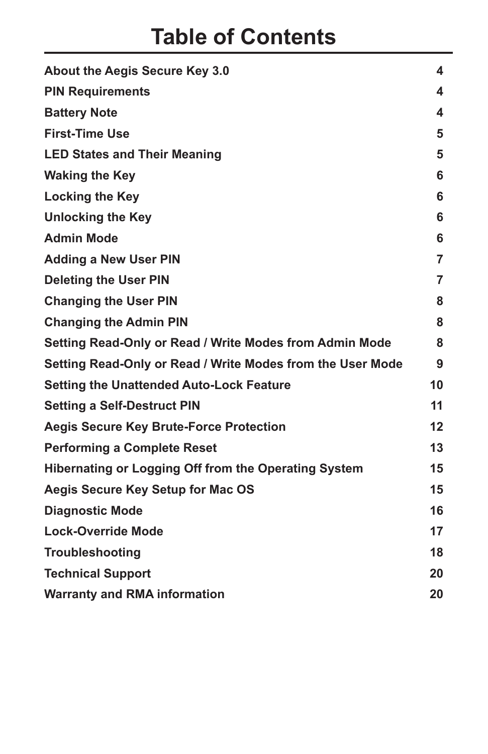# Table of Contents

| | |
|---|---|
| **About the Aegis Secure Key 3.0** | **4** |
| **PIN Requirements** | **4** |
| **Battery Note** | **4** |
| **First-Time Use** | **5** |
| **LED States and Their Meaning** | **5** |
| **Waking the Key** | **6** |
| **Locking the Key** | **6** |
| **Unlocking the Key** | **6** |
| **Admin Mode** | **6** |
| **Adding a New User PIN** | **7** |
| **Deleting the User PIN** | **7** |
| **Changing the User PIN** | **8** |
| **Changing the Admin PIN** | **8** |
| **Setting Read-Only or Read / Write Modes from Admin Mode** | **8** |
| **Setting Read-Only or Read / Write Modes from the User Mode** | **9** |
| **Setting the Unattended Auto-Lock Feature** | **10** |
| **Setting a Self-Destruct PIN** | **11** |
| **Aegis Secure Key Brute-Force Protection** | **12** |
| **Performing a Complete Reset** | **13** |
| **Hibernating or Logging Off from the Operating System** | **15** |
| **Aegis Secure Key Setup for Mac OS** | **15** |
| **Diagnostic Mode** | **16** |
| **Lock-Override Mode** | **17** |
| **Troubleshooting** | **18** |
| **Technical Support** | **20** |
| **Warranty and RMA information** | **20** |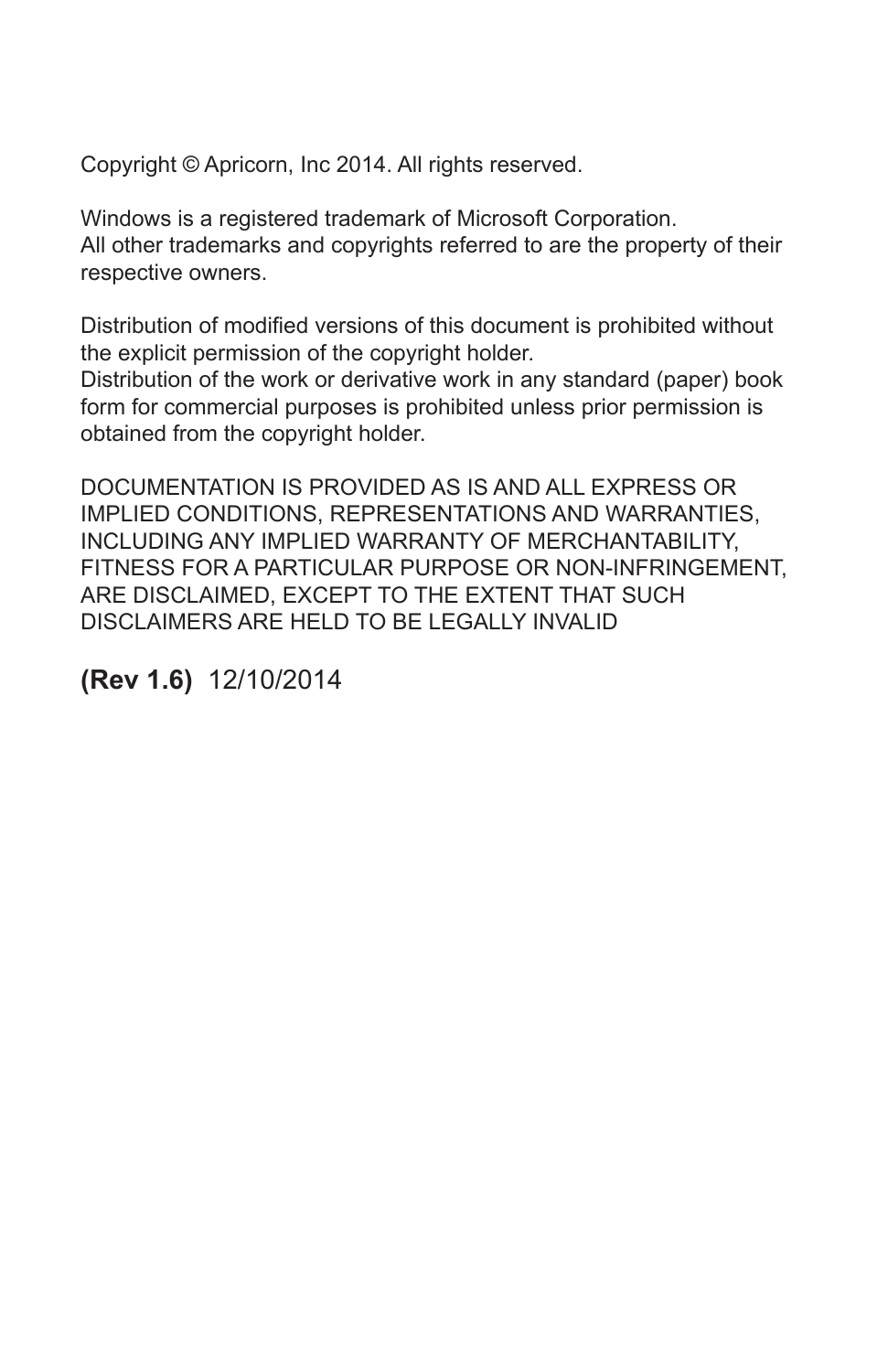Copyright © Apricorn, Inc 2014. All rights reserved.

Windows is a registered trademark of Microsoft Corporation.
All other trademarks and copyrights referred to are the property of their respective owners.

Distribution of modified versions of this document is prohibited without the explicit permission of the copyright holder.
Distribution of the work or derivative work in any standard (paper) book form for commercial purposes is prohibited unless prior permission is obtained from the copyright holder.

DOCUMENTATION IS PROVIDED AS IS AND ALL EXPRESS OR IMPLIED CONDITIONS, REPRESENTATIONS AND WARRANTIES, INCLUDING ANY IMPLIED WARRANTY OF MERCHANTABILITY, FITNESS FOR A PARTICULAR PURPOSE OR NON-INFRINGEMENT, ARE DISCLAIMED, EXCEPT TO THE EXTENT THAT SUCH DISCLAIMERS ARE HELD TO BE LEGALLY INVALID

**(Rev 1.6)** 12/10/2014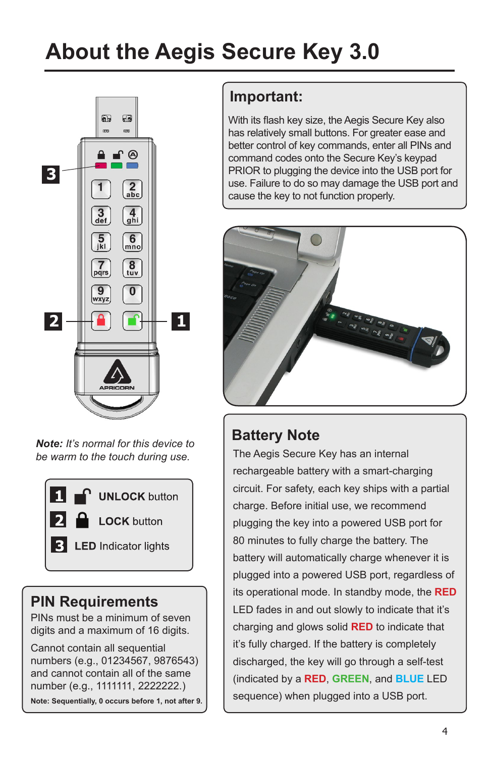# About the Aegis Secure Key 3.0

*Note: It's normal for this device to be warm to the touch during use.*

1. UNLOCK button
2. LOCK button
3. LED Indicator lights

## PIN Requirements

PINs must be a minimum of seven digits and a maximum of 16 digits.

Cannot contain all sequential numbers (e.g., 01234567, 9876543) and cannot contain all of the same number (e.g., 1111111, 2222222.)

**Note: Sequentially, 0 occurs before 1, not after 9.**

## Important:

With its flash key size, the Aegis Secure Key also has relatively small buttons. For greater ease and better control of key commands, enter all PINs and command codes onto the Secure Key's keypad PRIOR to plugging the device into the USB port for use. Failure to do so may damage the USB port and cause the key to not function properly.

## Battery Note

The Aegis Secure Key has an internal rechargeable battery with a smart-charging circuit. For safety, each key ships with a partial charge. Before initial use, we recommend plugging the key into a powered USB port for 80 minutes to fully charge the battery. The battery will automatically charge whenever it is plugged into a powered USB port, regardless of its operational mode. In standby mode, the **RED** LED fades in and out slowly to indicate that it's charging and glows solid **RED** to indicate that it's fully charged. If the battery is completely discharged, the key will go through a self-test (indicated by a **RED**, **GREEN**, and **BLUE** LED sequence) when plugged into a USB port.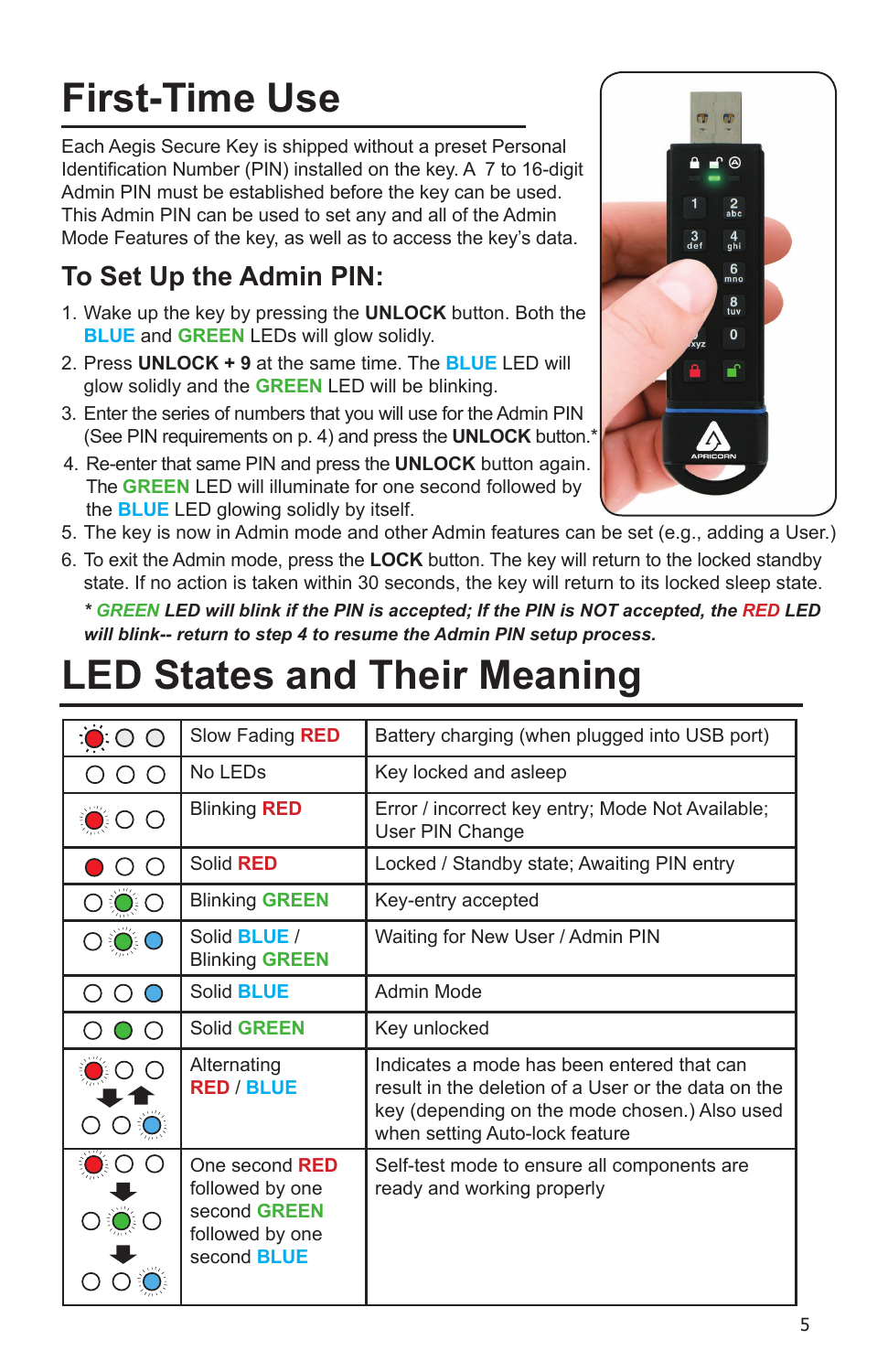# First-Time Use

Each Aegis Secure Key is shipped without a preset Personal Identification Number (PIN) installed on the key. A 7 to 16-digit Admin PIN must be established before the key can be used. This Admin PIN can be used to set any and all of the Admin Mode Features of the key, as well as to access the key's data.

## To Set Up the Admin PIN:

1. Wake up the key by pressing the **UNLOCK** button. Both the **BLUE** and **GREEN** LEDs will glow solidly.
2. Press **UNLOCK + 9** at the same time. The **BLUE** LED will glow solidly and the **GREEN** LED will be blinking.
3. Enter the series of numbers that you will use for the Admin PIN (See PIN requirements on p. 4) and press the **UNLOCK** button.*
4. Re-enter that same PIN and press the **UNLOCK** button again. The **GREEN** LED will illuminate for one second followed by the **BLUE** LED glowing solidly by itself.
5. The key is now in Admin mode and other Admin features can be set (e.g., adding a User.)
6. To exit the Admin mode, press the **LOCK** button. The key will return to the locked standby state. If no action is taken within 30 seconds, the key will return to its locked sleep state.

***\* GREEN LED will blink if the PIN is accepted; If the PIN is NOT accepted, the RED LED will blink-- return to step 4 to resume the Admin PIN setup process.***

# LED States and Their Meaning

| LEDs | State | Meaning |
|---|---|---|
| Red (fading) / Off / Off | Slow Fading **RED** | Battery charging (when plugged into USB port) |
| Off / Off / Off | No LEDs | Key locked and asleep |
| Red (blinking) / Off / Off | Blinking **RED** | Error / incorrect key entry; Mode Not Available; User PIN Change |
| Red / Off / Off | Solid **RED** | Locked / Standby state; Awaiting PIN entry |
| Off / Green (blinking) / Off | Blinking **GREEN** | Key-entry accepted |
| Off / Green (blinking) / Blue | Solid **BLUE** / Blinking **GREEN** | Waiting for New User / Admin PIN |
| Off / Off / Blue | Solid **BLUE** | Admin Mode |
| Off / Green / Off | Solid **GREEN** | Key unlocked |
| Red ⇄ Blue | Alternating **RED** / **BLUE** | Indicates a mode has been entered that can result in the deletion of a User or the data on the key (depending on the mode chosen.) Also used when setting Auto-lock feature |
| Red → Green → Blue | One second **RED** followed by one second **GREEN** followed by one second **BLUE** | Self-test mode to ensure all components are ready and working properly |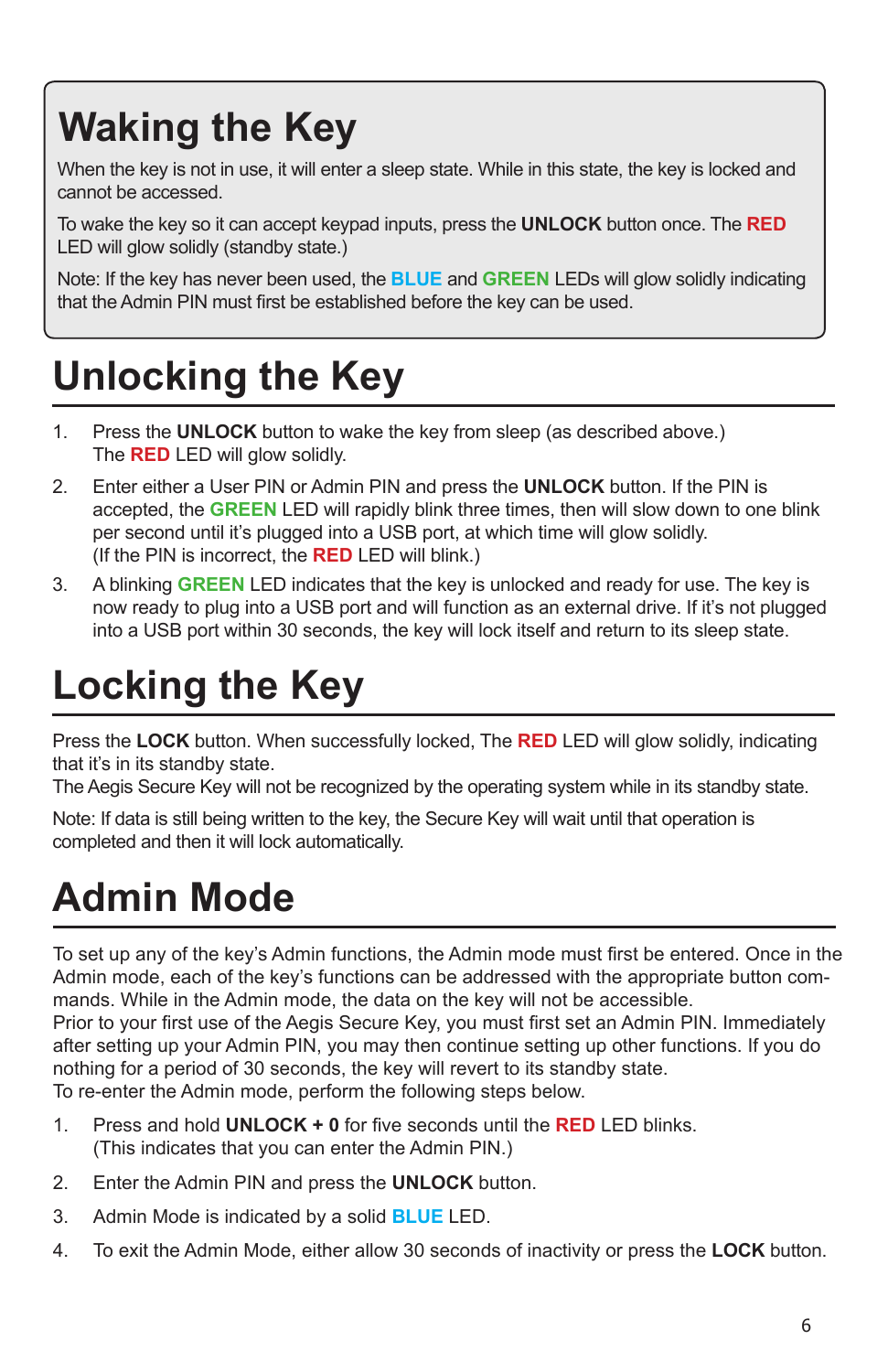# Waking the Key

When the key is not in use, it will enter a sleep state. While in this state, the key is locked and cannot be accessed.

To wake the key so it can accept keypad inputs, press the **UNLOCK** button once. The **RED** LED will glow solidly (standby state.)

Note: If the key has never been used, the **BLUE** and **GREEN** LEDs will glow solidly indicating that the Admin PIN must first be established before the key can be used.

# Unlocking the Key

1. Press the **UNLOCK** button to wake the key from sleep (as described above.) The **RED** LED will glow solidly.
2. Enter either a User PIN or Admin PIN and press the **UNLOCK** button. If the PIN is accepted, the **GREEN** LED will rapidly blink three times, then will slow down to one blink per second until it's plugged into a USB port, at which time will glow solidly. (If the PIN is incorrect, the **RED** LED will blink.)
3. A blinking **GREEN** LED indicates that the key is unlocked and ready for use. The key is now ready to plug into a USB port and will function as an external drive. If it's not plugged into a USB port within 30 seconds, the key will lock itself and return to its sleep state.

# Locking the Key

Press the **LOCK** button. When successfully locked, The **RED** LED will glow solidly, indicating that it's in its standby state.
The Aegis Secure Key will not be recognized by the operating system while in its standby state.

Note: If data is still being written to the key, the Secure Key will wait until that operation is completed and then it will lock automatically.

# Admin Mode

To set up any of the key's Admin functions, the Admin mode must first be entered. Once in the Admin mode, each of the key's functions can be addressed with the appropriate button commands. While in the Admin mode, the data on the key will not be accessible.
Prior to your first use of the Aegis Secure Key, you must first set an Admin PIN. Immediately after setting up your Admin PIN, you may then continue setting up other functions. If you do nothing for a period of 30 seconds, the key will revert to its standby state.
To re-enter the Admin mode, perform the following steps below.

1. Press and hold **UNLOCK + 0** for five seconds until the **RED** LED blinks. (This indicates that you can enter the Admin PIN.)
2. Enter the Admin PIN and press the **UNLOCK** button.
3. Admin Mode is indicated by a solid **BLUE** LED.
4. To exit the Admin Mode, either allow 30 seconds of inactivity or press the **LOCK** button.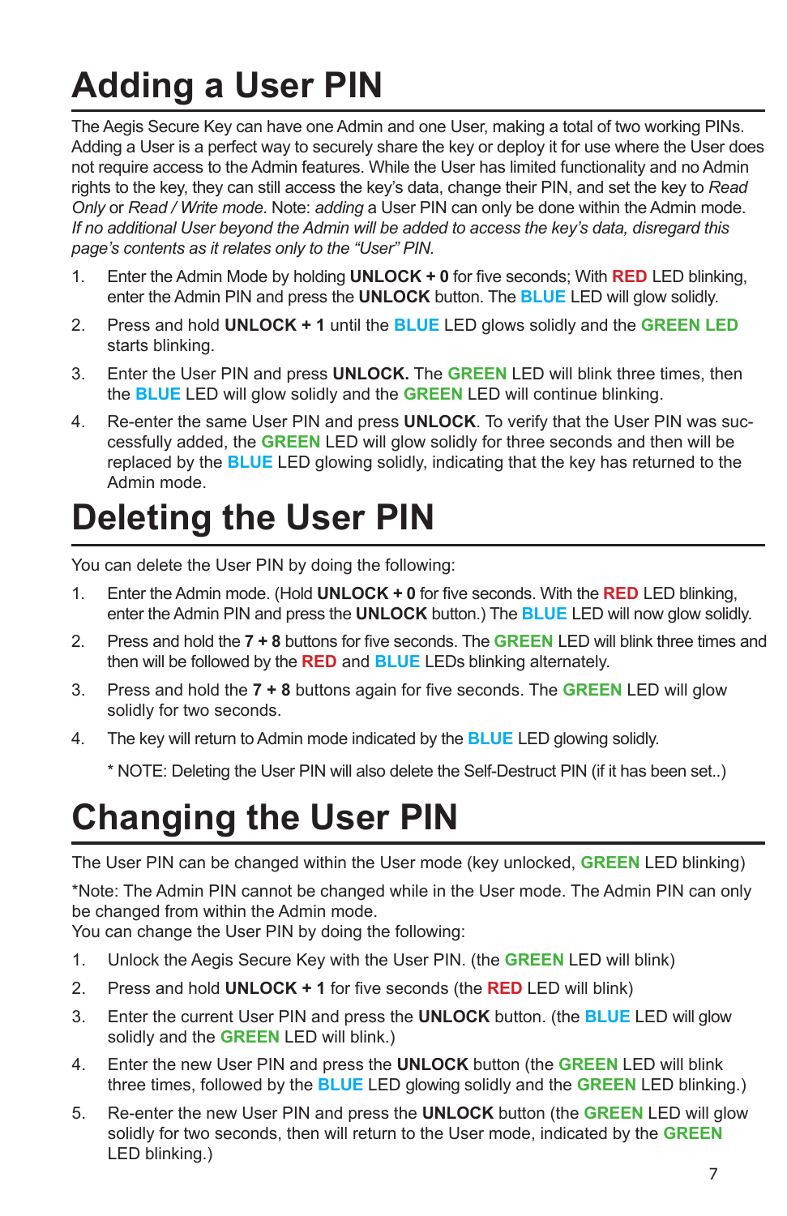# Adding a User PIN

The Aegis Secure Key can have one Admin and one User, making a total of two working PINs. Adding a User is a perfect way to securely share the key or deploy it for use where the User does not require access to the Admin features. While the User has limited functionality and no Admin rights to the key, they can still access the key's data, change their PIN, and set the key to *Read Only* or *Read / Write mode*. Note: *adding* a User PIN can only be done within the Admin mode. *If no additional User beyond the Admin will be added to access the key's data, disregard this page's contents as it relates only to the "User" PIN.*

1. Enter the Admin Mode by holding **UNLOCK + 0** for five seconds; With **RED** LED blinking, enter the Admin PIN and press the **UNLOCK** button. The **BLUE** LED will glow solidly.
2. Press and hold **UNLOCK + 1** until the **BLUE** LED glows solidly and the **GREEN LED** starts blinking.
3. Enter the User PIN and press **UNLOCK.** The **GREEN** LED will blink three times, then the **BLUE** LED will glow solidly and the **GREEN** LED will continue blinking.
4. Re-enter the same User PIN and press **UNLOCK**. To verify that the User PIN was successfully added, the **GREEN** LED will glow solidly for three seconds and then will be replaced by the **BLUE** LED glowing solidly, indicating that the key has returned to the Admin mode.

# Deleting the User PIN

You can delete the User PIN by doing the following:

1. Enter the Admin mode. (Hold **UNLOCK + 0** for five seconds. With the **RED** LED blinking, enter the Admin PIN and press the **UNLOCK** button.) The **BLUE** LED will now glow solidly.
2. Press and hold the **7 + 8** buttons for five seconds. The **GREEN** LED will blink three times and then will be followed by the **RED** and **BLUE** LEDs blinking alternately.
3. Press and hold the **7 + 8** buttons again for five seconds. The **GREEN** LED will glow solidly for two seconds.
4. The key will return to Admin mode indicated by the **BLUE** LED glowing solidly.

   * NOTE: Deleting the User PIN will also delete the Self-Destruct PIN (if it has been set..)

# Changing the User PIN

The User PIN can be changed within the User mode (key unlocked, **GREEN** LED blinking)

*Note: The Admin PIN cannot be changed while in the User mode. The Admin PIN can only be changed from within the Admin mode.
You can change the User PIN by doing the following:

1. Unlock the Aegis Secure Key with the User PIN. (the **GREEN** LED will blink)
2. Press and hold **UNLOCK + 1** for five seconds (the **RED** LED will blink)
3. Enter the current User PIN and press the **UNLOCK** button. (the **BLUE** LED will glow solidly and the **GREEN** LED will blink.)
4. Enter the new User PIN and press the **UNLOCK** button (the **GREEN** LED will blink three times, followed by the **BLUE** LED glowing solidly and the **GREEN** LED blinking.)
5. Re-enter the new User PIN and press the **UNLOCK** button (the **GREEN** LED will glow solidly for two seconds, then will return to the User mode, indicated by the **GREEN** LED blinking.)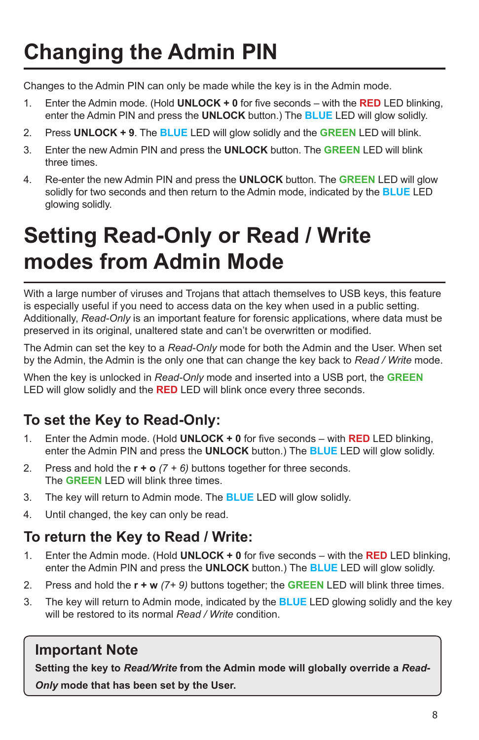# Changing the Admin PIN

Changes to the Admin PIN can only be made while the key is in the Admin mode.

1. Enter the Admin mode. (Hold **UNLOCK + 0** for five seconds – with the **RED** LED blinking, enter the Admin PIN and press the **UNLOCK** button.) The **BLUE** LED will glow solidly.
2. Press **UNLOCK + 9**. The **BLUE** LED will glow solidly and the **GREEN** LED will blink.
3. Enter the new Admin PIN and press the **UNLOCK** button. The **GREEN** LED will blink three times.
4. Re-enter the new Admin PIN and press the **UNLOCK** button. The **GREEN** LED will glow solidly for two seconds and then return to the Admin mode, indicated by the **BLUE** LED glowing solidly.

# Setting Read-Only or Read / Write modes from Admin Mode

With a large number of viruses and Trojans that attach themselves to USB keys, this feature is especially useful if you need to access data on the key when used in a public setting. Additionally, *Read-Only* is an important feature for forensic applications, where data must be preserved in its original, unaltered state and can't be overwritten or modified.

The Admin can set the key to a *Read-Only* mode for both the Admin and the User. When set by the Admin, the Admin is the only one that can change the key back to *Read / Write* mode.

When the key is unlocked in *Read-Only* mode and inserted into a USB port, the **GREEN** LED will glow solidly and the **RED** LED will blink once every three seconds.

## To set the Key to Read-Only:

1. Enter the Admin mode. (Hold **UNLOCK + 0** for five seconds – with **RED** LED blinking, enter the Admin PIN and press the **UNLOCK** button.) The **BLUE** LED will glow solidly.
2. Press and hold the **r + o** *(7 + 6)* buttons together for three seconds. The **GREEN** LED will blink three times.
3. The key will return to Admin mode. The **BLUE** LED will glow solidly.
4. Until changed, the key can only be read.

## To return the Key to Read / Write:

1. Enter the Admin mode. (Hold **UNLOCK + 0** for five seconds – with the **RED** LED blinking, enter the Admin PIN and press the **UNLOCK** button.) The **BLUE** LED will glow solidly.
2. Press and hold the **r + w** *(7+ 9)* buttons together; the **GREEN** LED will blink three times.
3. The key will return to Admin mode, indicated by the **BLUE** LED glowing solidly and the key will be restored to its normal *Read / Write* condition.

## Important Note

**Setting the key to *Read/Write* from the Admin mode will globally override a *Read-Only* mode that has been set by the User.**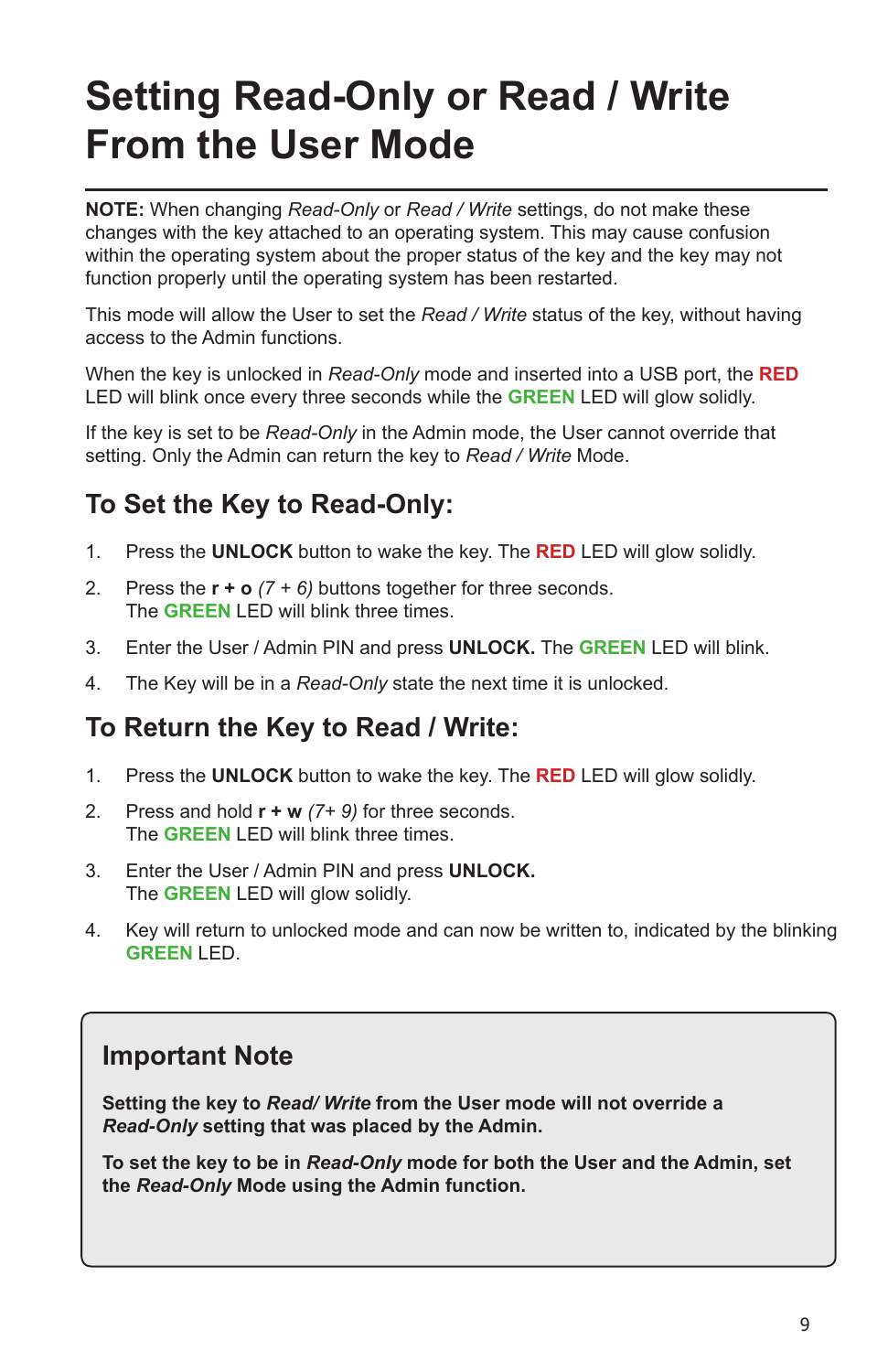# Setting Read-Only or Read / Write From the User Mode

**NOTE:** When changing *Read-Only* or *Read / Write* settings, do not make these changes with the key attached to an operating system. This may cause confusion within the operating system about the proper status of the key and the key may not function properly until the operating system has been restarted.

This mode will allow the User to set the *Read / Write* status of the key, without having access to the Admin functions.

When the key is unlocked in *Read-Only* mode and inserted into a USB port, the **RED** LED will blink once every three seconds while the **GREEN** LED will glow solidly.

If the key is set to be *Read-Only* in the Admin mode, the User cannot override that setting. Only the Admin can return the key to *Read / Write* Mode.

## To Set the Key to Read-Only:

1. Press the **UNLOCK** button to wake the key. The **RED** LED will glow solidly.
2. Press the **r + o** *(7 + 6)* buttons together for three seconds.
   The **GREEN** LED will blink three times.
3. Enter the User / Admin PIN and press **UNLOCK.** The **GREEN** LED will blink.
4. The Key will be in a *Read-Only* state the next time it is unlocked.

## To Return the Key to Read / Write:

1. Press the **UNLOCK** button to wake the key. The **RED** LED will glow solidly.
2. Press and hold **r + w** *(7+ 9)* for three seconds.
   The **GREEN** LED will blink three times.
3. Enter the User / Admin PIN and press **UNLOCK.**
   The **GREEN** LED will glow solidly.
4. Key will return to unlocked mode and can now be written to, indicated by the blinking **GREEN** LED.

### Important Note

**Setting the key to *Read/ Write* from the User mode will not override a *Read-Only* setting that was placed by the Admin.**

**To set the key to be in *Read-Only* mode for both the User and the Admin, set the *Read-Only* Mode using the Admin function.**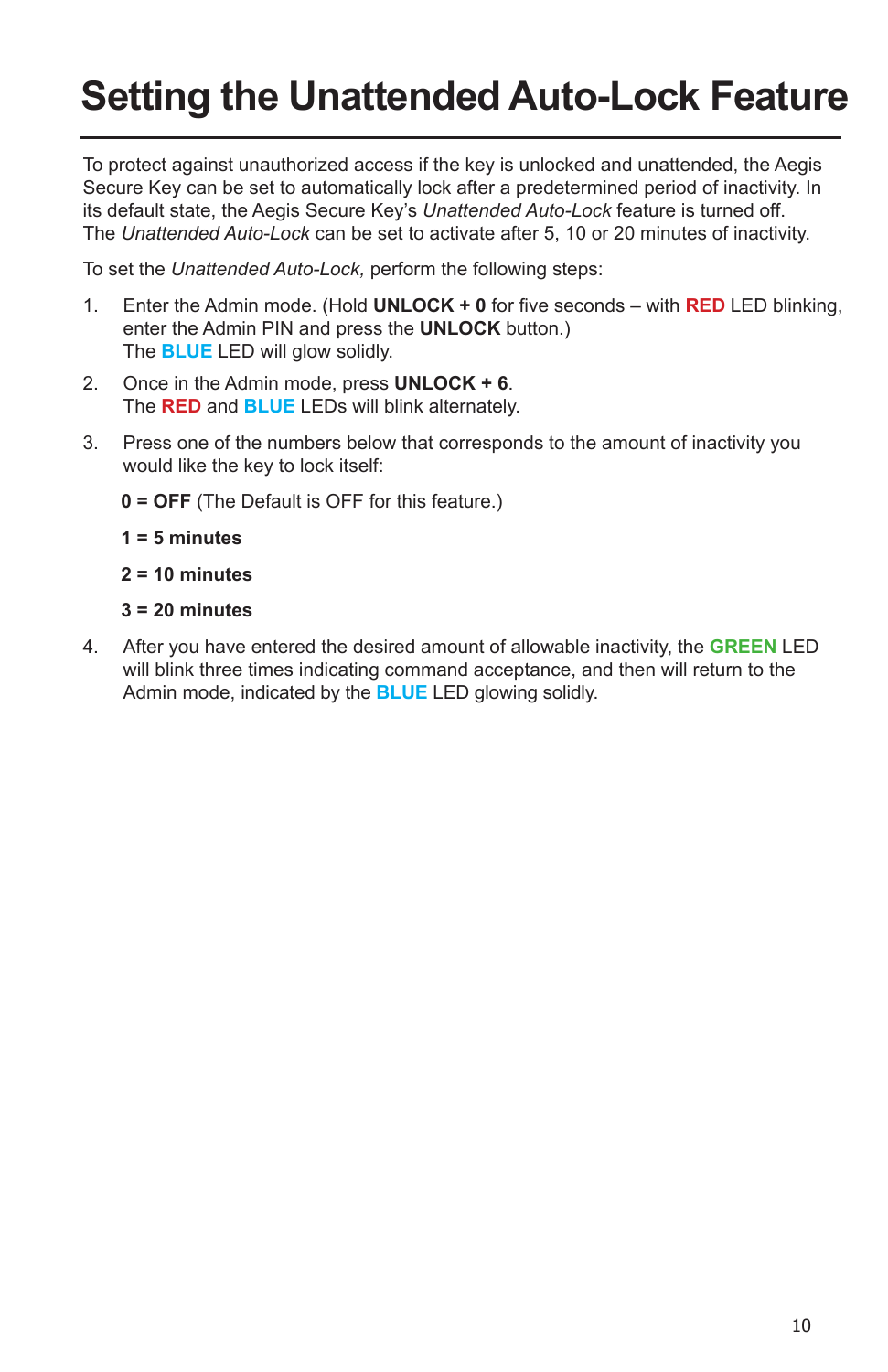# Setting the Unattended Auto-Lock Feature

To protect against unauthorized access if the key is unlocked and unattended, the Aegis Secure Key can be set to automatically lock after a predetermined period of inactivity. In its default state, the Aegis Secure Key's *Unattended Auto-Lock* feature is turned off. The *Unattended Auto-Lock* can be set to activate after 5, 10 or 20 minutes of inactivity.

To set the *Unattended Auto-Lock,* perform the following steps:

1. Enter the Admin mode. (Hold **UNLOCK + 0** for five seconds – with **RED** LED blinking, enter the Admin PIN and press the **UNLOCK** button.)
   The **BLUE** LED will glow solidly.

2. Once in the Admin mode, press **UNLOCK + 6**.
   The **RED** and **BLUE** LEDs will blink alternately.

3. Press one of the numbers below that corresponds to the amount of inactivity you would like the key to lock itself:

   **0 = OFF** (The Default is OFF for this feature.)

   **1 = 5 minutes**

   **2 = 10 minutes**

   **3 = 20 minutes**

4. After you have entered the desired amount of allowable inactivity, the **GREEN** LED will blink three times indicating command acceptance, and then will return to the Admin mode, indicated by the **BLUE** LED glowing solidly.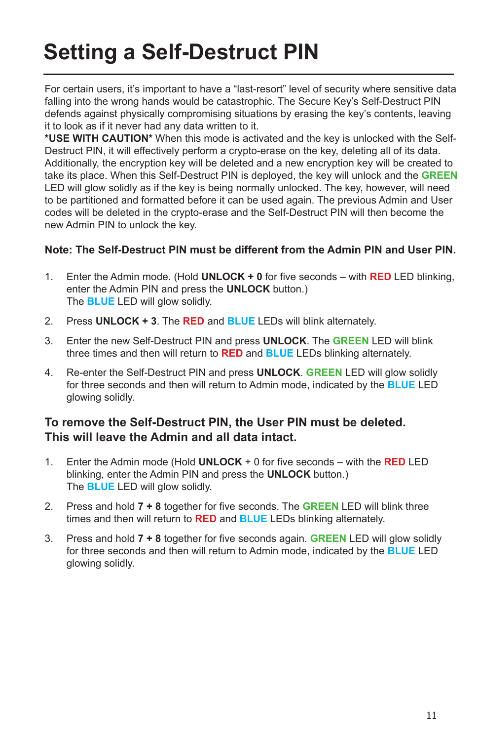# Setting a Self-Destruct PIN

For certain users, it's important to have a "last-resort" level of security where sensitive data falling into the wrong hands would be catastrophic. The Secure Key's Self-Destruct PIN defends against physically compromising situations by erasing the key's contents, leaving it to look as if it never had any data written to it.

**\*USE WITH CAUTION\*** When this mode is activated and the key is unlocked with the Self-Destruct PIN, it will effectively perform a crypto-erase on the key, deleting all of its data. Additionally, the encryption key will be deleted and a new encryption key will be created to take its place. When this Self-Destruct PIN is deployed, the key will unlock and the **GREEN** LED will glow solidly as if the key is being normally unlocked. The key, however, will need to be partitioned and formatted before it can be used again. The previous Admin and User codes will be deleted in the crypto-erase and the Self-Destruct PIN will then become the new Admin PIN to unlock the key.

**Note: The Self-Destruct PIN must be different from the Admin PIN and User PIN.**

1. Enter the Admin mode. (Hold **UNLOCK + 0** for five seconds – with **RED** LED blinking, enter the Admin PIN and press the **UNLOCK** button.)
   The **BLUE** LED will glow solidly.
2. Press **UNLOCK + 3**. The **RED** and **BLUE** LEDs will blink alternately.
3. Enter the new Self-Destruct PIN and press **UNLOCK**. The **GREEN** LED will blink three times and then will return to **RED** and **BLUE** LEDs blinking alternately.
4. Re-enter the Self-Destruct PIN and press **UNLOCK**. **GREEN** LED will glow solidly for three seconds and then will return to Admin mode, indicated by the **BLUE** LED glowing solidly.

### To remove the Self-Destruct PIN, the User PIN must be deleted. This will leave the Admin and all data intact.

1. Enter the Admin mode (Hold **UNLOCK** + 0 for five seconds – with the **RED** LED blinking, enter the Admin PIN and press the **UNLOCK** button.)
   The **BLUE** LED will glow solidly.
2. Press and hold **7 + 8** together for five seconds. The **GREEN** LED will blink three times and then will return to **RED** and **BLUE** LEDs blinking alternately.
3. Press and hold **7 + 8** together for five seconds again. **GREEN** LED will glow solidly for three seconds and then will return to Admin mode, indicated by the **BLUE** LED glowing solidly.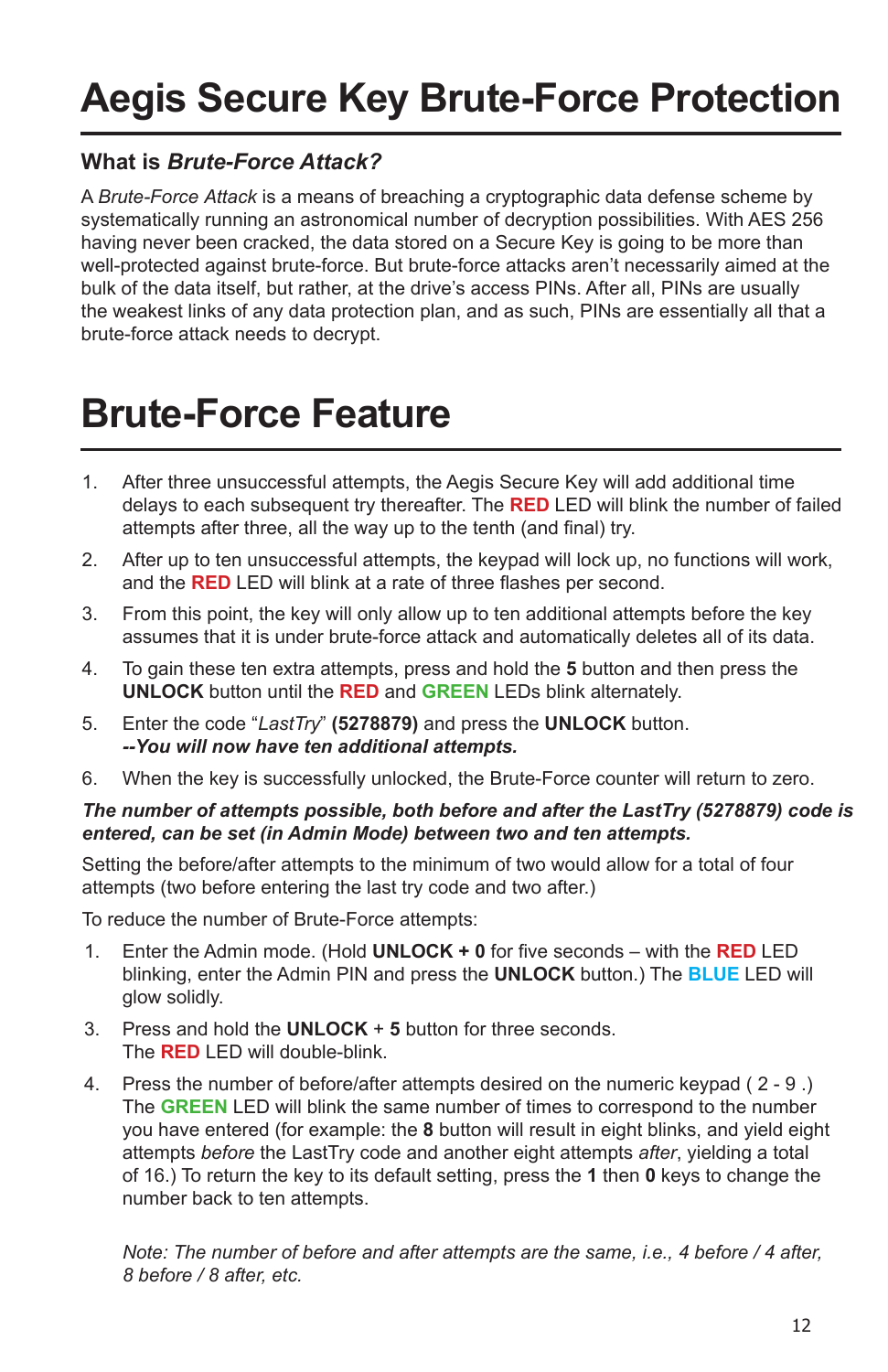# Aegis Secure Key Brute-Force Protection

### What is *Brute-Force Attack?*

A *Brute-Force Attack* is a means of breaching a cryptographic data defense scheme by systematically running an astronomical number of decryption possibilities. With AES 256 having never been cracked, the data stored on a Secure Key is going to be more than well-protected against brute-force. But brute-force attacks aren't necessarily aimed at the bulk of the data itself, but rather, at the drive's access PINs. After all, PINs are usually the weakest links of any data protection plan, and as such, PINs are essentially all that a brute-force attack needs to decrypt.

# Brute-Force Feature

1. After three unsuccessful attempts, the Aegis Secure Key will add additional time delays to each subsequent try thereafter. The **RED** LED will blink the number of failed attempts after three, all the way up to the tenth (and final) try.
2. After up to ten unsuccessful attempts, the keypad will lock up, no functions will work, and the **RED** LED will blink at a rate of three flashes per second.
3. From this point, the key will only allow up to ten additional attempts before the key assumes that it is under brute-force attack and automatically deletes all of its data.
4. To gain these ten extra attempts, press and hold the **5** button and then press the **UNLOCK** button until the **RED** and **GREEN** LEDs blink alternately.
5. Enter the code "*LastTry*" **(5278879)** and press the **UNLOCK** button.
   ***--You will now have ten additional attempts.***
6. When the key is successfully unlocked, the Brute-Force counter will return to zero.

***The number of attempts possible, both before and after the LastTry (5278879) code is entered, can be set (in Admin Mode) between two and ten attempts.***

Setting the before/after attempts to the minimum of two would allow for a total of four attempts (two before entering the last try code and two after.)

To reduce the number of Brute-Force attempts:

1. Enter the Admin mode. (Hold **UNLOCK + 0** for five seconds – with the **RED** LED blinking, enter the Admin PIN and press the **UNLOCK** button.) The **BLUE** LED will glow solidly.

3. Press and hold the **UNLOCK** + **5** button for three seconds.
   The **RED** LED will double-blink.

4. Press the number of before/after attempts desired on the numeric keypad ( 2 - 9 .) The **GREEN** LED will blink the same number of times to correspond to the number you have entered (for example: the **8** button will result in eight blinks, and yield eight attempts *before* the LastTry code and another eight attempts *after*, yielding a total of 16.) To return the key to its default setting, press the **1** then **0** keys to change the number back to ten attempts.

   *Note: The number of before and after attempts are the same, i.e., 4 before / 4 after, 8 before / 8 after, etc.*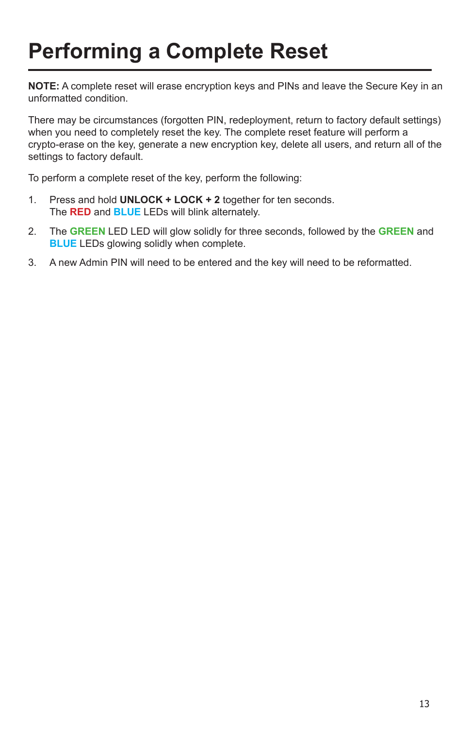# Performing a Complete Reset

**NOTE:** A complete reset will erase encryption keys and PINs and leave the Secure Key in an unformatted condition.

There may be circumstances (forgotten PIN, redeployment, return to factory default settings) when you need to completely reset the key. The complete reset feature will perform a crypto-erase on the key, generate a new encryption key, delete all users, and return all of the settings to factory default.

To perform a complete reset of the key, perform the following:

1. Press and hold **UNLOCK + LOCK + 2** together for ten seconds.
   The **RED** and **BLUE** LEDs will blink alternately.
2. The **GREEN** LED LED will glow solidly for three seconds, followed by the **GREEN** and **BLUE** LEDs glowing solidly when complete.
3. A new Admin PIN will need to be entered and the key will need to be reformatted.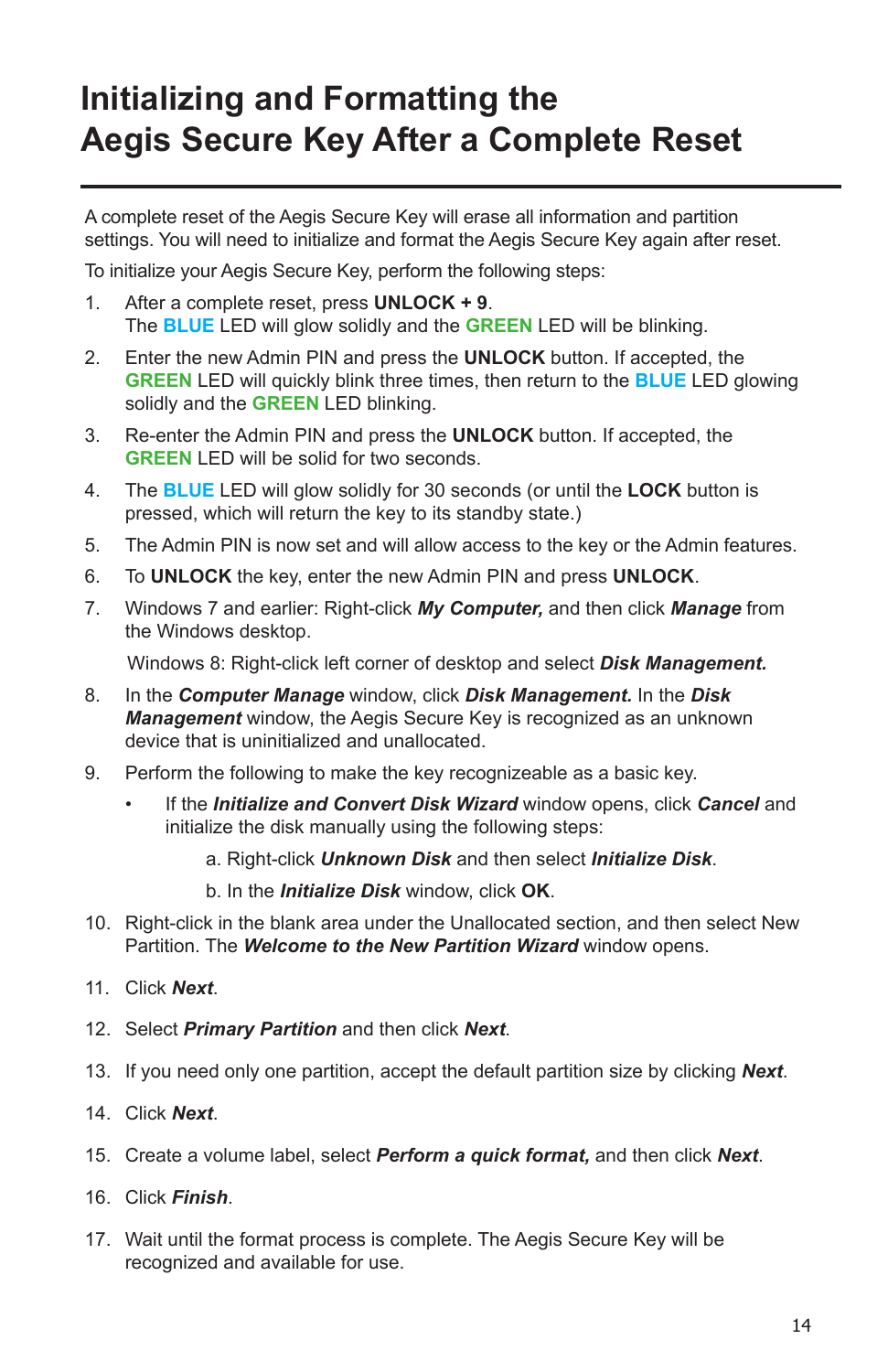# Initializing and Formatting the Aegis Secure Key After a Complete Reset

A complete reset of the Aegis Secure Key will erase all information and partition settings. You will need to initialize and format the Aegis Secure Key again after reset.

To initialize your Aegis Secure Key, perform the following steps:

1. After a complete reset, press **UNLOCK + 9**.
   The **BLUE** LED will glow solidly and the **GREEN** LED will be blinking.
2. Enter the new Admin PIN and press the **UNLOCK** button. If accepted, the **GREEN** LED will quickly blink three times, then return to the **BLUE** LED glowing solidly and the **GREEN** LED blinking.
3. Re-enter the Admin PIN and press the **UNLOCK** button. If accepted, the **GREEN** LED will be solid for two seconds.
4. The **BLUE** LED will glow solidly for 30 seconds (or until the **LOCK** button is pressed, which will return the key to its standby state.)
5. The Admin PIN is now set and will allow access to the key or the Admin features.
6. To **UNLOCK** the key, enter the new Admin PIN and press **UNLOCK**.
7. Windows 7 and earlier: Right-click ***My Computer,*** and then click ***Manage*** from the Windows desktop.

   Windows 8: Right-click left corner of desktop and select ***Disk Management.***
8. In the ***Computer Manage*** window, click ***Disk Management.*** In the ***Disk Management*** window, the Aegis Secure Key is recognized as an unknown device that is uninitialized and unallocated.
9. Perform the following to make the key recognizeable as a basic key.
   - If the ***Initialize and Convert Disk Wizard*** window opens, click ***Cancel*** and initialize the disk manually using the following steps:

     a. Right-click ***Unknown Disk*** and then select ***Initialize Disk***.

     b. In the ***Initialize Disk*** window, click **OK**.
10. Right-click in the blank area under the Unallocated section, and then select New Partition. The ***Welcome to the New Partition Wizard*** window opens.
11. Click ***Next***.
12. Select ***Primary Partition*** and then click ***Next***.
13. If you need only one partition, accept the default partition size by clicking ***Next***.
14. Click ***Next***.
15. Create a volume label, select ***Perform a quick format,*** and then click ***Next***.
16. Click ***Finish***.
17. Wait until the format process is complete. The Aegis Secure Key will be recognized and available for use.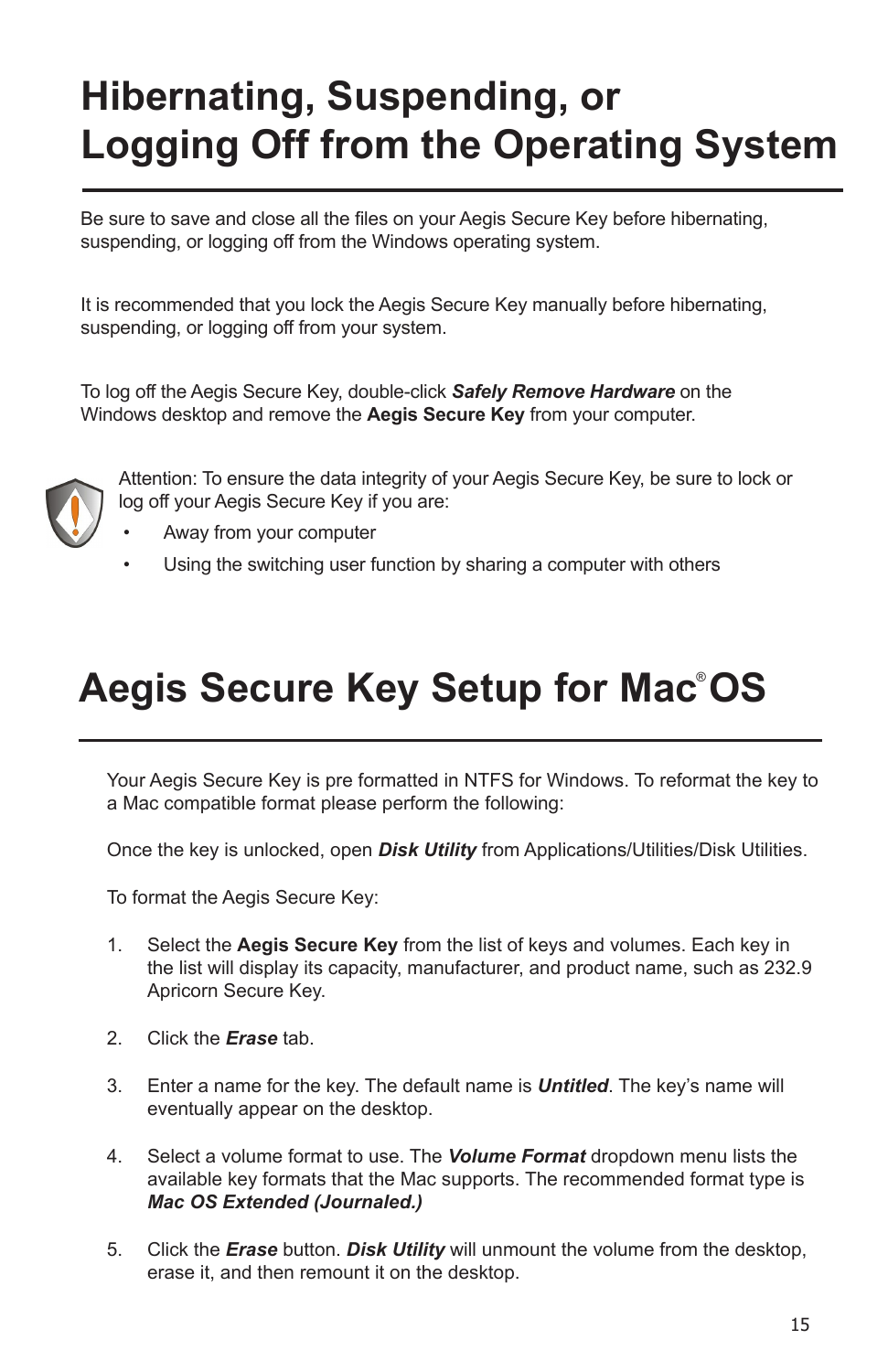# Hibernating, Suspending, or Logging Off from the Operating System

Be sure to save and close all the files on your Aegis Secure Key before hibernating, suspending, or logging off from the Windows operating system.

It is recommended that you lock the Aegis Secure Key manually before hibernating, suspending, or logging off from your system.

To log off the Aegis Secure Key, double-click ***Safely Remove Hardware*** on the Windows desktop and remove the **Aegis Secure Key** from your computer.

Attention: To ensure the data integrity of your Aegis Secure Key, be sure to lock or log off your Aegis Secure Key if you are:

- Away from your computer
- Using the switching user function by sharing a computer with others

# Aegis Secure Key Setup for Mac® OS

Your Aegis Secure Key is pre formatted in NTFS for Windows. To reformat the key to a Mac compatible format please perform the following:

Once the key is unlocked, open ***Disk Utility*** from Applications/Utilities/Disk Utilities.

To format the Aegis Secure Key:

1. Select the **Aegis Secure Key** from the list of keys and volumes. Each key in the list will display its capacity, manufacturer, and product name, such as 232.9 Apricorn Secure Key.
2. Click the ***Erase*** tab.
3. Enter a name for the key. The default name is ***Untitled***. The key's name will eventually appear on the desktop.
4. Select a volume format to use. The ***Volume Format*** dropdown menu lists the available key formats that the Mac supports. The recommended format type is ***Mac OS Extended (Journaled.)***
5. Click the ***Erase*** button. ***Disk Utility*** will unmount the volume from the desktop, erase it, and then remount it on the desktop.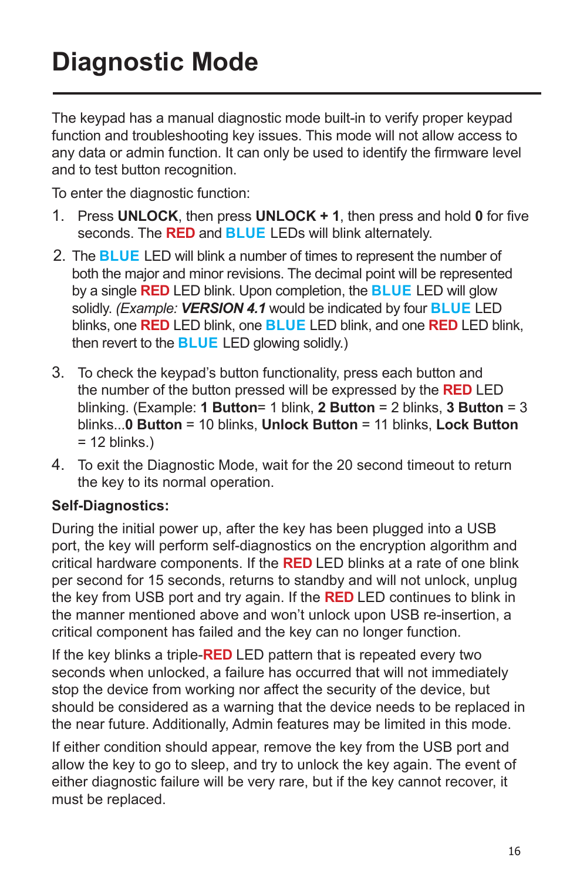# Diagnostic Mode

The keypad has a manual diagnostic mode built-in to verify proper keypad function and troubleshooting key issues. This mode will not allow access to any data or admin function. It can only be used to identify the firmware level and to test button recognition.

To enter the diagnostic function:

1. Press **UNLOCK**, then press **UNLOCK + 1**, then press and hold **0** for five seconds. The **RED** and **BLUE** LEDs will blink alternately.
2. The **BLUE** LED will blink a number of times to represent the number of both the major and minor revisions. The decimal point will be represented by a single **RED** LED blink. Upon completion, the **BLUE** LED will glow solidly. *(Example:* ***VERSION 4.1*** would be indicated by four **BLUE** LED blinks, one **RED** LED blink, one **BLUE** LED blink, and one **RED** LED blink, then revert to the **BLUE** LED glowing solidly.)
3. To check the keypad's button functionality, press each button and the number of the button pressed will be expressed by the **RED** LED blinking. (Example: **1 Button**= 1 blink, **2 Button** = 2 blinks, **3 Button** = 3 blinks...**0 Button** = 10 blinks, **Unlock Button** = 11 blinks, **Lock Button** = 12 blinks.)
4. To exit the Diagnostic Mode, wait for the 20 second timeout to return the key to its normal operation.

**Self-Diagnostics:**

During the initial power up, after the key has been plugged into a USB port, the key will perform self-diagnostics on the encryption algorithm and critical hardware components. If the **RED** LED blinks at a rate of one blink per second for 15 seconds, returns to standby and will not unlock, unplug the key from USB port and try again. If the **RED** LED continues to blink in the manner mentioned above and won't unlock upon USB re-insertion, a critical component has failed and the key can no longer function.

If the key blinks a triple-**RED** LED pattern that is repeated every two seconds when unlocked, a failure has occurred that will not immediately stop the device from working nor affect the security of the device, but should be considered as a warning that the device needs to be replaced in the near future. Additionally, Admin features may be limited in this mode.

If either condition should appear, remove the key from the USB port and allow the key to go to sleep, and try to unlock the key again. The event of either diagnostic failure will be very rare, but if the key cannot recover, it must be replaced.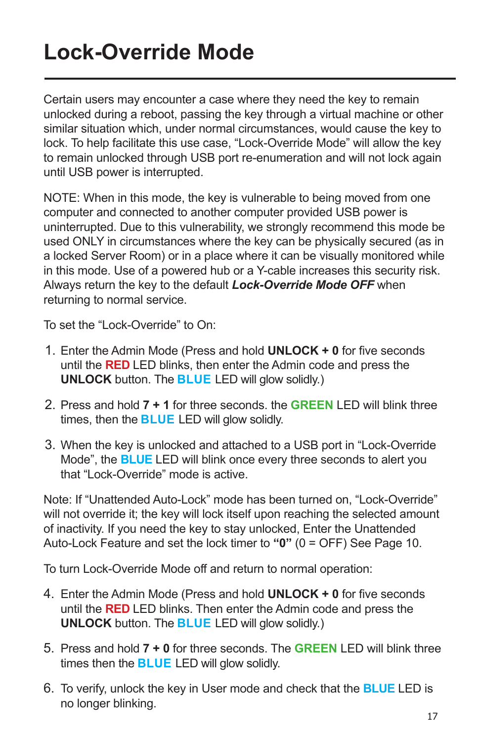# Lock-Override Mode

Certain users may encounter a case where they need the key to remain unlocked during a reboot, passing the key through a virtual machine or other similar situation which, under normal circumstances, would cause the key to lock. To help facilitate this use case, "Lock-Override Mode" will allow the key to remain unlocked through USB port re-enumeration and will not lock again until USB power is interrupted.

NOTE: When in this mode, the key is vulnerable to being moved from one computer and connected to another computer provided USB power is uninterrupted. Due to this vulnerability, we strongly recommend this mode be used ONLY in circumstances where the key can be physically secured (as in a locked Server Room) or in a place where it can be visually monitored while in this mode. Use of a powered hub or a Y-cable increases this security risk. Always return the key to the default ***Lock-Override Mode OFF*** when returning to normal service.

To set the "Lock-Override" to On:

1. Enter the Admin Mode (Press and hold **UNLOCK + 0** for five seconds until the **RED** LED blinks, then enter the Admin code and press the **UNLOCK** button. The **BLUE** LED will glow solidly.)
2. Press and hold **7 + 1** for three seconds. the **GREEN** LED will blink three times, then the **BLUE** LED will glow solidly.
3. When the key is unlocked and attached to a USB port in "Lock-Override Mode", the **BLUE** LED will blink once every three seconds to alert you that "Lock-Override" mode is active.

Note: If "Unattended Auto-Lock" mode has been turned on, "Lock-Override" will not override it; the key will lock itself upon reaching the selected amount of inactivity. If you need the key to stay unlocked, Enter the Unattended Auto-Lock Feature and set the lock timer to **"0"** (0 = OFF) See Page 10.

To turn Lock-Override Mode off and return to normal operation:

4. Enter the Admin Mode (Press and hold **UNLOCK + 0** for five seconds until the **RED** LED blinks. Then enter the Admin code and press the **UNLOCK** button. The **BLUE** LED will glow solidly.)
5. Press and hold **7 + 0** for three seconds. The **GREEN** LED will blink three times then the **BLUE** LED will glow solidly.
6. To verify, unlock the key in User mode and check that the **BLUE** LED is no longer blinking.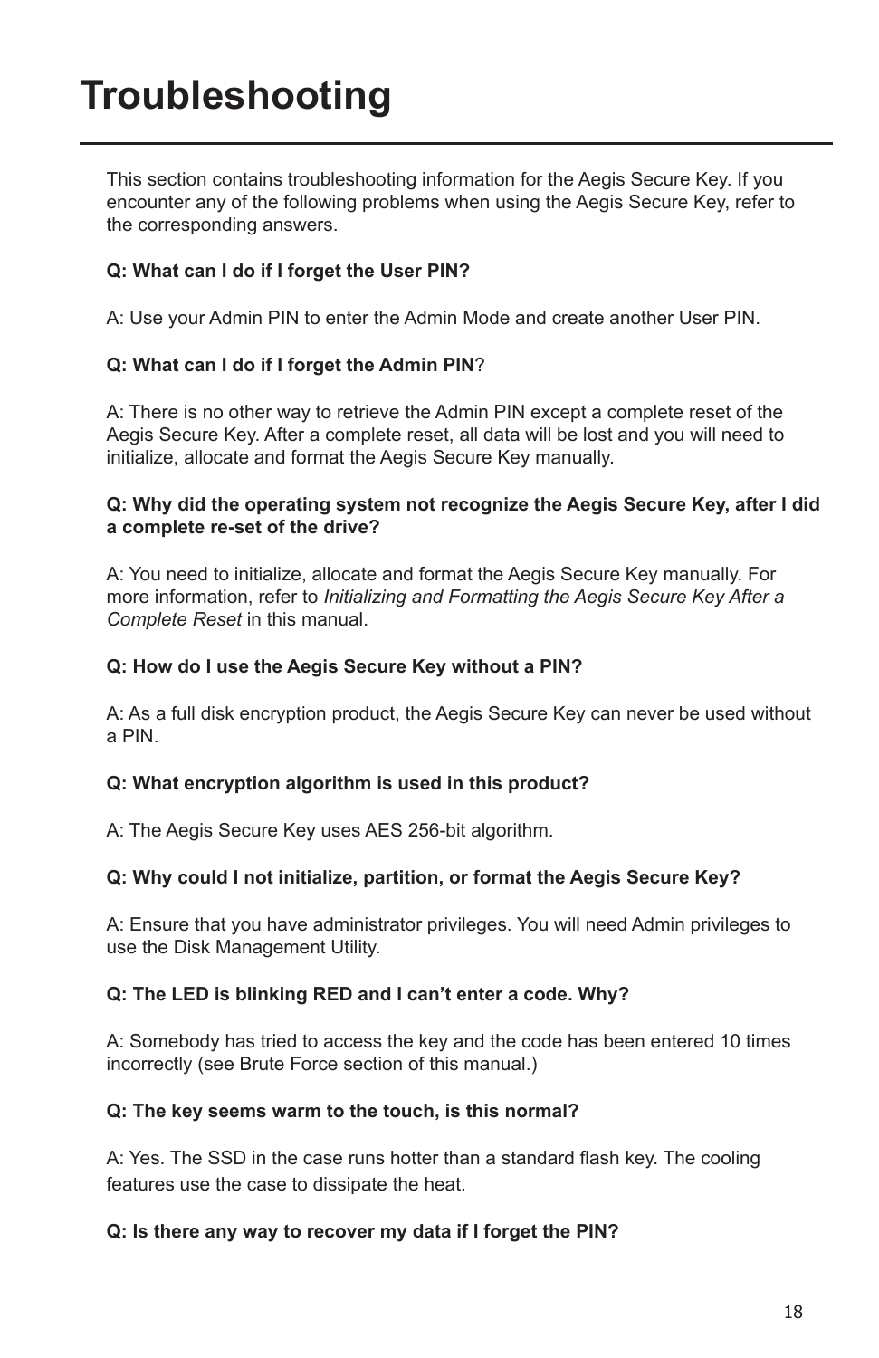# Troubleshooting

This section contains troubleshooting information for the Aegis Secure Key. If you encounter any of the following problems when using the Aegis Secure Key, refer to the corresponding answers.

**Q: What can I do if I forget the User PIN?**

A: Use your Admin PIN to enter the Admin Mode and create another User PIN.

**Q: What can I do if I forget the Admin PIN**?

A: There is no other way to retrieve the Admin PIN except a complete reset of the Aegis Secure Key. After a complete reset, all data will be lost and you will need to initialize, allocate and format the Aegis Secure Key manually.

**Q: Why did the operating system not recognize the Aegis Secure Key, after I did a complete re-set of the drive?**

A: You need to initialize, allocate and format the Aegis Secure Key manually. For more information, refer to *Initializing and Formatting the Aegis Secure Key After a Complete Reset* in this manual.

**Q: How do I use the Aegis Secure Key without a PIN?**

A: As a full disk encryption product, the Aegis Secure Key can never be used without a PIN.

**Q: What encryption algorithm is used in this product?**

A: The Aegis Secure Key uses AES 256-bit algorithm.

**Q: Why could I not initialize, partition, or format the Aegis Secure Key?**

A: Ensure that you have administrator privileges. You will need Admin privileges to use the Disk Management Utility.

**Q: The LED is blinking RED and I can't enter a code. Why?**

A: Somebody has tried to access the key and the code has been entered 10 times incorrectly (see Brute Force section of this manual.)

**Q: The key seems warm to the touch, is this normal?**

A: Yes. The SSD in the case runs hotter than a standard flash key. The cooling features use the case to dissipate the heat.

**Q: Is there any way to recover my data if I forget the PIN?**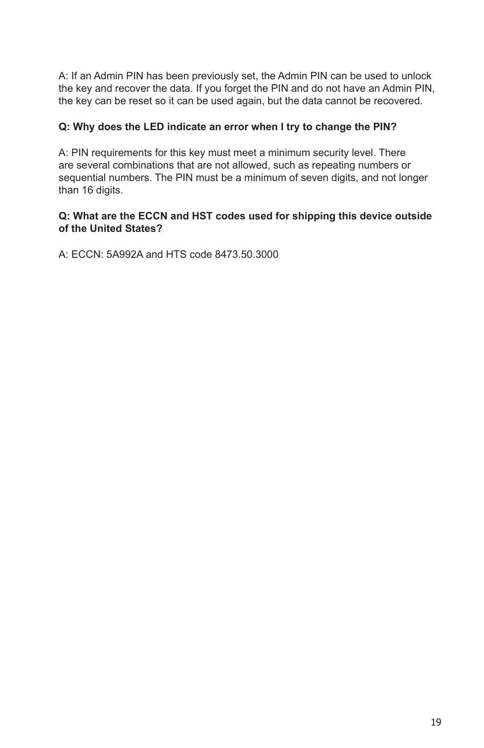A: If an Admin PIN has been previously set, the Admin PIN can be used to unlock the key and recover the data. If you forget the PIN and do not have an Admin PIN, the key can be reset so it can be used again, but the data cannot be recovered.

**Q: Why does the LED indicate an error when I try to change the PIN?**

A: PIN requirements for this key must meet a minimum security level. There are several combinations that are not allowed, such as repeating numbers or sequential numbers. The PIN must be a minimum of seven digits, and not longer than 16 digits.

**Q: What are the ECCN and HST codes used for shipping this device outside of the United States?**

A: ECCN: 5A992A and HTS code 8473.50.3000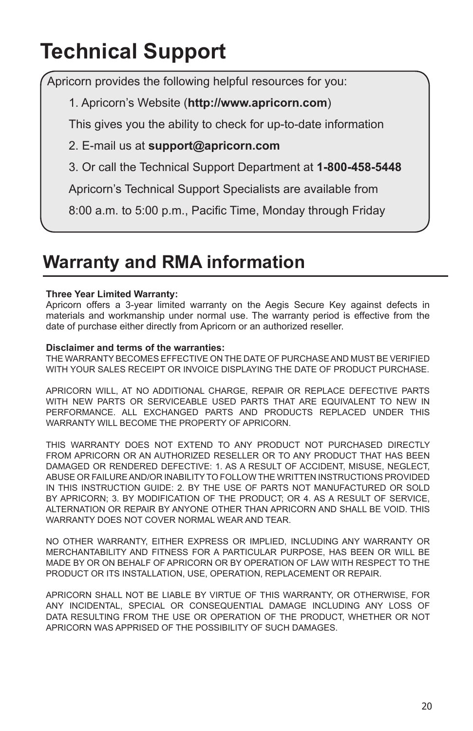# Technical Support

Apricorn provides the following helpful resources for you:

1. Apricorn's Website (**http://www.apricorn.com**)

   This gives you the ability to check for up-to-date information

2. E-mail us at **support@apricorn.com**

3. Or call the Technical Support Department at **1-800-458-5448**

   Apricorn's Technical Support Specialists are available from

   8:00 a.m. to 5:00 p.m., Pacific Time, Monday through Friday

# Warranty and RMA information

**Three Year Limited Warranty:**
Apricorn offers a 3-year limited warranty on the Aegis Secure Key against defects in materials and workmanship under normal use. The warranty period is effective from the date of purchase either directly from Apricorn or an authorized reseller.

**Disclaimer and terms of the warranties:**
THE WARRANTY BECOMES EFFECTIVE ON THE DATE OF PURCHASE AND MUST BE VERIFIED WITH YOUR SALES RECEIPT OR INVOICE DISPLAYING THE DATE OF PRODUCT PURCHASE.

APRICORN WILL, AT NO ADDITIONAL CHARGE, REPAIR OR REPLACE DEFECTIVE PARTS WITH NEW PARTS OR SERVICEABLE USED PARTS THAT ARE EQUIVALENT TO NEW IN PERFORMANCE. ALL EXCHANGED PARTS AND PRODUCTS REPLACED UNDER THIS WARRANTY WILL BECOME THE PROPERTY OF APRICORN.

THIS WARRANTY DOES NOT EXTEND TO ANY PRODUCT NOT PURCHASED DIRECTLY FROM APRICORN OR AN AUTHORIZED RESELLER OR TO ANY PRODUCT THAT HAS BEEN DAMAGED OR RENDERED DEFECTIVE: 1. AS A RESULT OF ACCIDENT, MISUSE, NEGLECT, ABUSE OR FAILURE AND/OR INABILITY TO FOLLOW THE WRITTEN INSTRUCTIONS PROVIDED IN THIS INSTRUCTION GUIDE: 2. BY THE USE OF PARTS NOT MANUFACTURED OR SOLD BY APRICORN; 3. BY MODIFICATION OF THE PRODUCT; OR 4. AS A RESULT OF SERVICE, ALTERNATION OR REPAIR BY ANYONE OTHER THAN APRICORN AND SHALL BE VOID. THIS WARRANTY DOES NOT COVER NORMAL WEAR AND TEAR.

NO OTHER WARRANTY, EITHER EXPRESS OR IMPLIED, INCLUDING ANY WARRANTY OR MERCHANTABILITY AND FITNESS FOR A PARTICULAR PURPOSE, HAS BEEN OR WILL BE MADE BY OR ON BEHALF OF APRICORN OR BY OPERATION OF LAW WITH RESPECT TO THE PRODUCT OR ITS INSTALLATION, USE, OPERATION, REPLACEMENT OR REPAIR.

APRICORN SHALL NOT BE LIABLE BY VIRTUE OF THIS WARRANTY, OR OTHERWISE, FOR ANY INCIDENTAL, SPECIAL OR CONSEQUENTIAL DAMAGE INCLUDING ANY LOSS OF DATA RESULTING FROM THE USE OR OPERATION OF THE PRODUCT, WHETHER OR NOT APRICORN WAS APPRISED OF THE POSSIBILITY OF SUCH DAMAGES.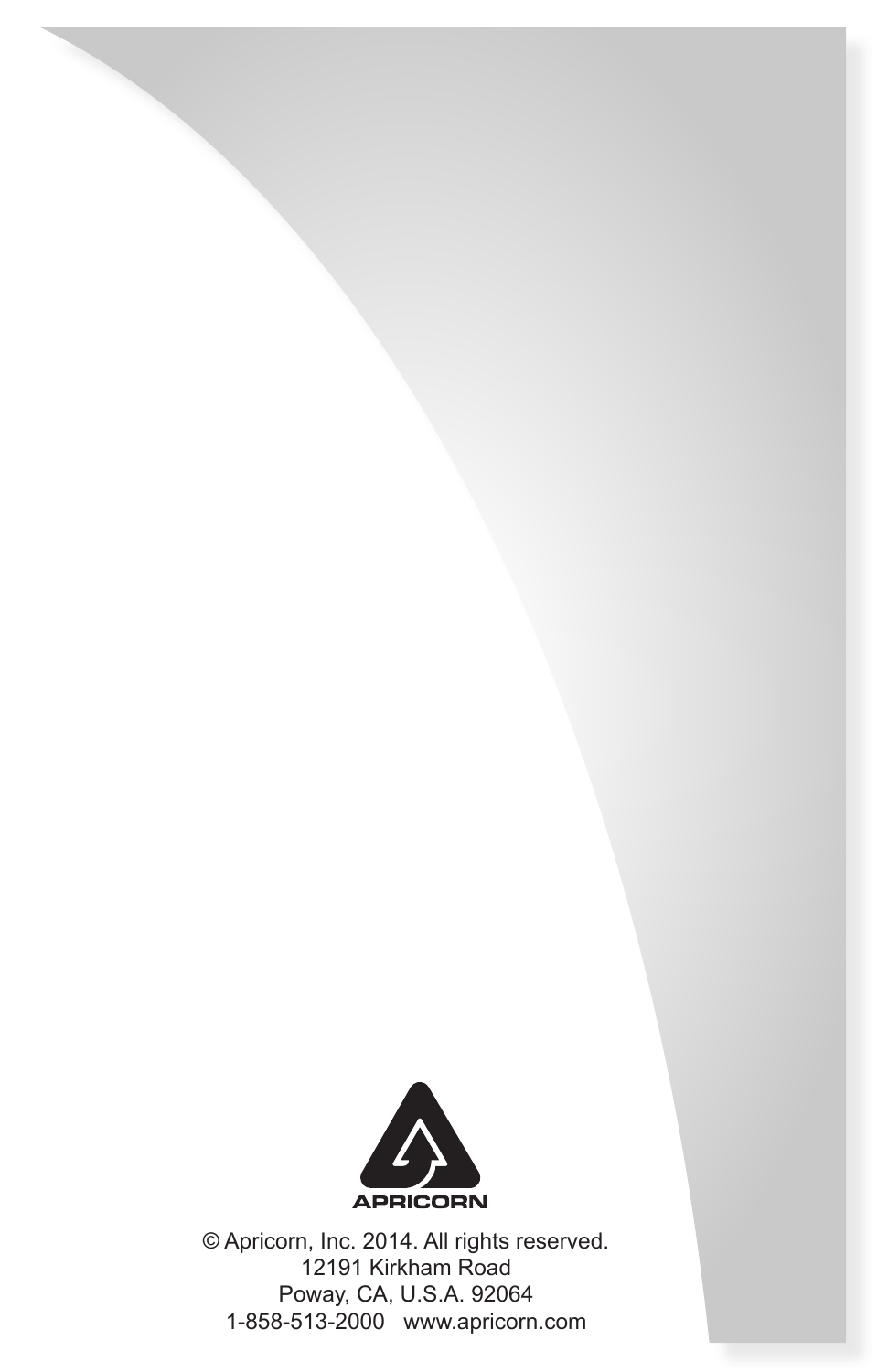APRICORN

© Apricorn, Inc. 2014. All rights reserved.
12191 Kirkham Road
Poway, CA, U.S.A. 92064
1-858-513-2000 www.apricorn.com